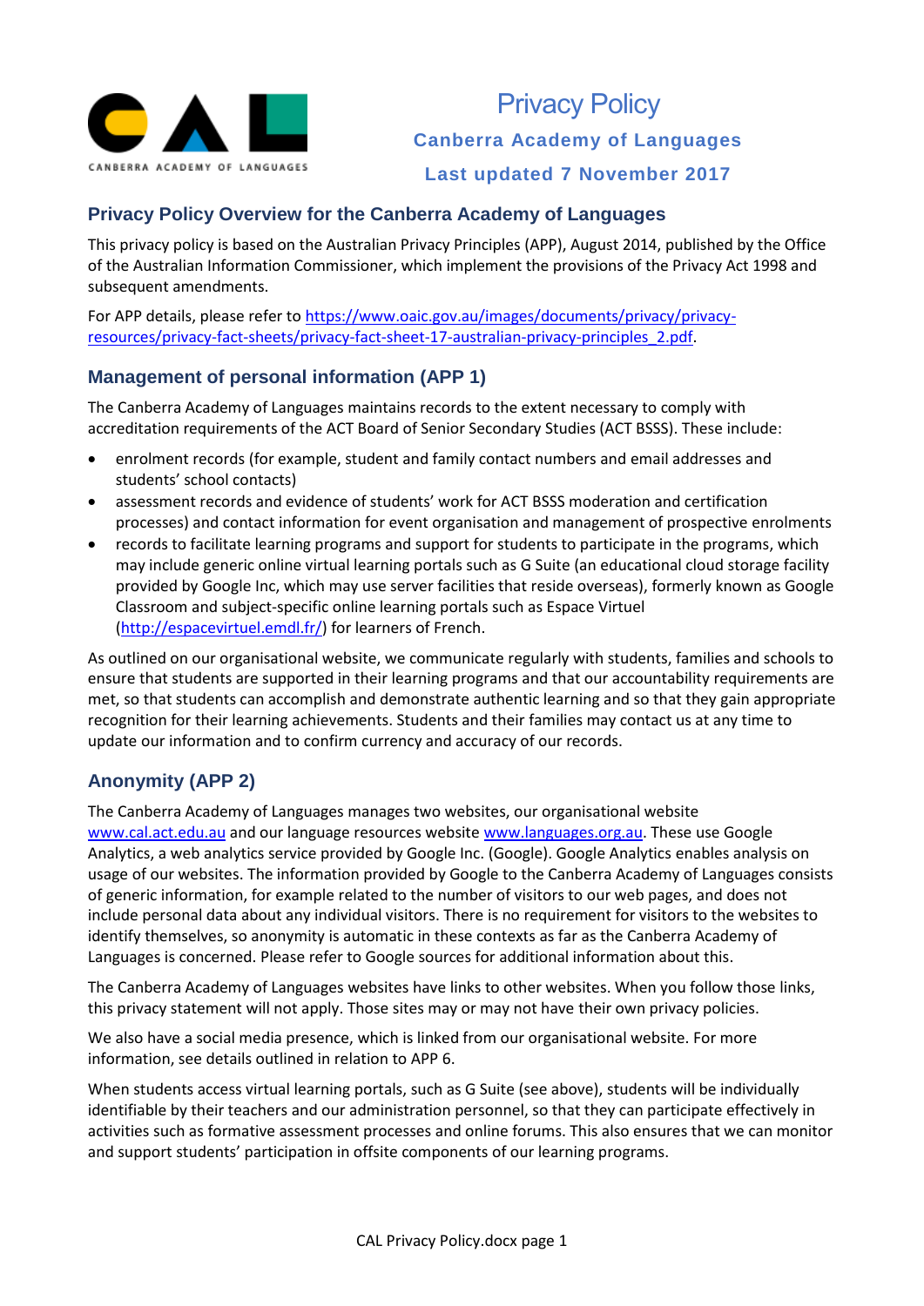# Privacy Policy

**Canberra Academy of Languages**

**Last updated 7 November 2017**

## Privacy Policy Overview for the Canberra Academy of Languages

This privacy policy is based on the Australian Privacy Principles (APP), August 2014, published by the Office of the Australian Information Commissioner, which implement the provisions of the Privacy Act 1998 and subsequent amendments.

For APP details, please refer to https://www.oaic.gov.au/images/documents/privacy/privacy-resources/privacy-fact-sheets/privacy-fact-sheet-17-australian-privacy-principles_2.pdf.

## Management of personal information (APP 1)

The Canberra Academy of Languages maintains records to the extent necessary to comply with accreditation requirements of the ACT Board of Senior Secondary Studies (ACT BSSS). These include:

- enrolment records (for example, student and family contact numbers and email addresses and students' school contacts)
- assessment records and evidence of students' work for ACT BSSS moderation and certification processes) and contact information for event organisation and management of prospective enrolments
- records to facilitate learning programs and support for students to participate in the programs, which may include generic online virtual learning portals such as G Suite (an educational cloud storage facility provided by Google Inc, which may use server facilities that reside overseas), formerly known as Google Classroom and subject-specific online learning portals such as Espace Virtuel (http://espacevirtuel.emdl.fr/) for learners of French.

As outlined on our organisational website, we communicate regularly with students, families and schools to ensure that students are supported in their learning programs and that our accountability requirements are met, so that students can accomplish and demonstrate authentic learning and so that they gain appropriate recognition for their learning achievements. Students and their families may contact us at any time to update our information and to confirm currency and accuracy of our records.

## Anonymity (APP 2)

The Canberra Academy of Languages manages two websites, our organisational website www.cal.act.edu.au and our language resources website www.languages.org.au. These use Google Analytics, a web analytics service provided by Google Inc. (Google). Google Analytics enables analysis on usage of our websites. The information provided by Google to the Canberra Academy of Languages consists of generic information, for example related to the number of visitors to our web pages, and does not include personal data about any individual visitors. There is no requirement for visitors to the websites to identify themselves, so anonymity is automatic in these contexts as far as the Canberra Academy of Languages is concerned. Please refer to Google sources for additional information about this.

The Canberra Academy of Languages websites have links to other websites. When you follow those links, this privacy statement will not apply. Those sites may or may not have their own privacy policies.

We also have a social media presence, which is linked from our organisational website. For more information, see details outlined in relation to APP 6.

When students access virtual learning portals, such as G Suite (see above), students will be individually identifiable by their teachers and our administration personnel, so that they can participate effectively in activities such as formative assessment processes and online forums. This also ensures that we can monitor and support students' participation in offsite components of our learning programs.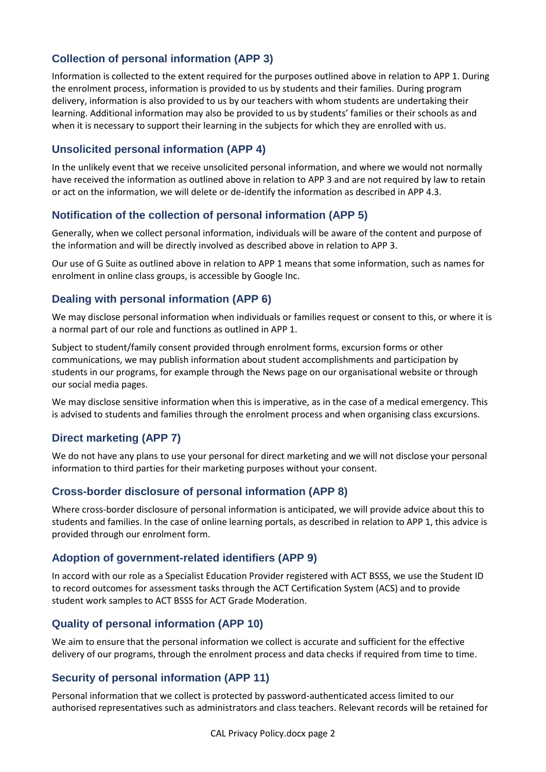## Collection of personal information (APP 3)

Information is collected to the extent required for the purposes outlined above in relation to APP 1. During the enrolment process, information is provided to us by students and their families. During program delivery, information is also provided to us by our teachers with whom students are undertaking their learning. Additional information may also be provided to us by students' families or their schools as and when it is necessary to support their learning in the subjects for which they are enrolled with us.

## Unsolicited personal information (APP 4)

In the unlikely event that we receive unsolicited personal information, and where we would not normally have received the information as outlined above in relation to APP 3 and are not required by law to retain or act on the information, we will delete or de-identify the information as described in APP 4.3.

## Notification of the collection of personal information (APP 5)

Generally, when we collect personal information, individuals will be aware of the content and purpose of the information and will be directly involved as described above in relation to APP 3.

Our use of G Suite as outlined above in relation to APP 1 means that some information, such as names for enrolment in online class groups, is accessible by Google Inc.

## Dealing with personal information (APP 6)

We may disclose personal information when individuals or families request or consent to this, or where it is a normal part of our role and functions as outlined in APP 1.

Subject to student/family consent provided through enrolment forms, excursion forms or other communications, we may publish information about student accomplishments and participation by students in our programs, for example through the News page on our organisational website or through our social media pages.

We may disclose sensitive information when this is imperative, as in the case of a medical emergency. This is advised to students and families through the enrolment process and when organising class excursions.

## Direct marketing (APP 7)

We do not have any plans to use your personal for direct marketing and we will not disclose your personal information to third parties for their marketing purposes without your consent.

## Cross-border disclosure of personal information (APP 8)

Where cross-border disclosure of personal information is anticipated, we will provide advice about this to students and families. In the case of online learning portals, as described in relation to APP 1, this advice is provided through our enrolment form.

## Adoption of government-related identifiers (APP 9)

In accord with our role as a Specialist Education Provider registered with ACT BSSS, we use the Student ID to record outcomes for assessment tasks through the ACT Certification System (ACS) and to provide student work samples to ACT BSSS for ACT Grade Moderation.

## Quality of personal information (APP 10)

We aim to ensure that the personal information we collect is accurate and sufficient for the effective delivery of our programs, through the enrolment process and data checks if required from time to time.

## Security of personal information (APP 11)

Personal information that we collect is protected by password-authenticated access limited to our authorised representatives such as administrators and class teachers. Relevant records will be retained for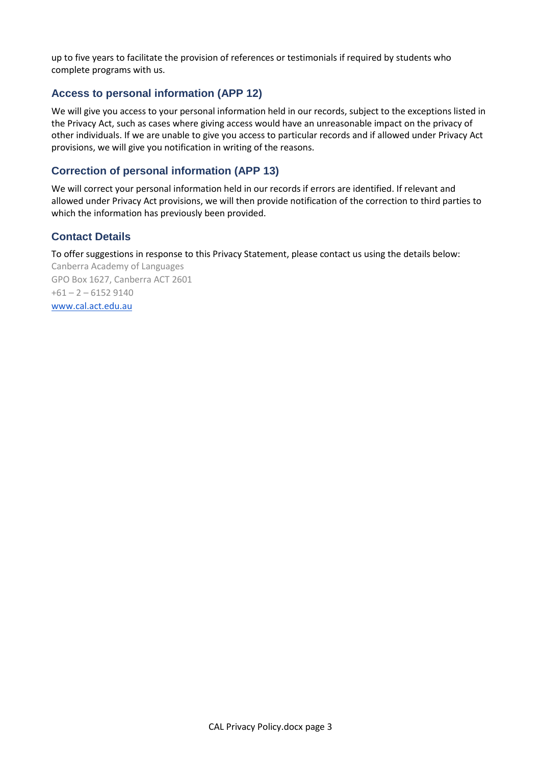up to five years to facilitate the provision of references or testimonials if required by students who complete programs with us.

## Access to personal information (APP 12)

We will give you access to your personal information held in our records, subject to the exceptions listed in the Privacy Act, such as cases where giving access would have an unreasonable impact on the privacy of other individuals. If we are unable to give you access to particular records and if allowed under Privacy Act provisions, we will give you notification in writing of the reasons.

## Correction of personal information (APP 13)

We will correct your personal information held in our records if errors are identified. If relevant and allowed under Privacy Act provisions, we will then provide notification of the correction to third parties to which the information has previously been provided.

## Contact Details

To offer suggestions in response to this Privacy Statement, please contact us using the details below:

Canberra Academy of Languages
GPO Box 1627, Canberra ACT 2601
+61 – 2 – 6152 9140
[www.cal.act.edu.au](http://www.cal.act.edu.au)